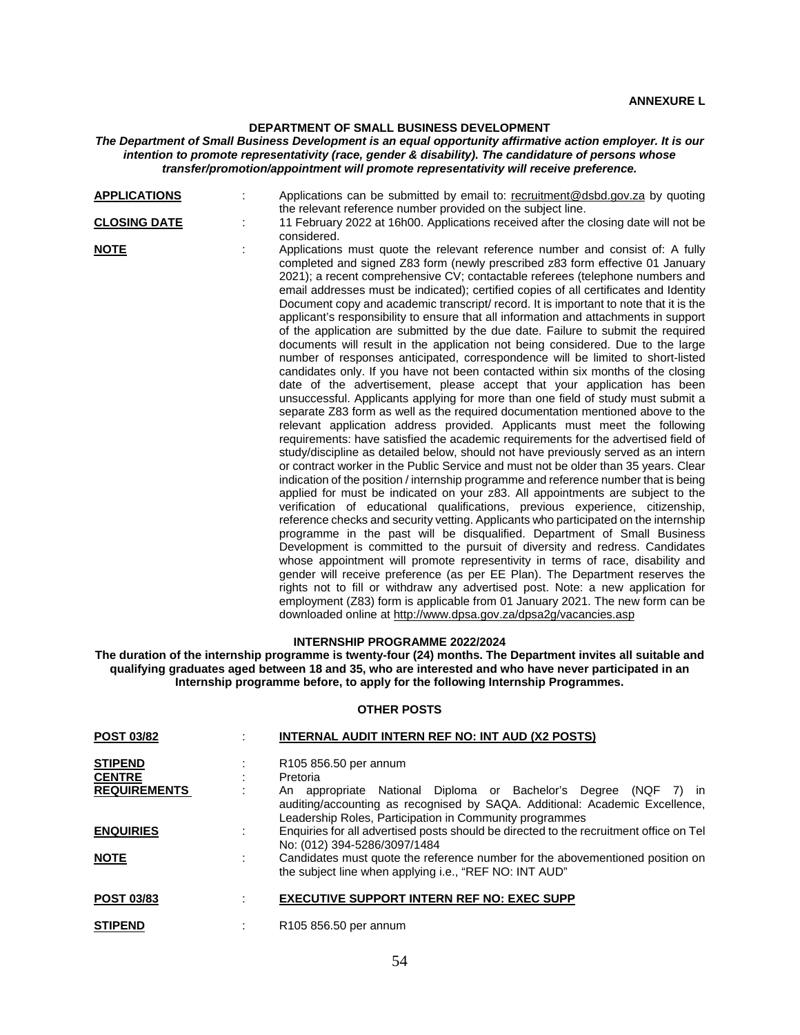**ANNEXURE L**

**DEPARTMENT OF SMALL BUSINESS DEVELOPMENT**

***The Department of Small Business Development is an equal opportunity affirmative action employer. It is our intention to promote representativity (race, gender & disability). The candidature of persons whose transfer/promotion/appointment will promote representativity will receive preference.***

| | | |
|---|---|---|
| **APPLICATIONS** | : | Applications can be submitted by email to: recruitment@dsbd.gov.za by quoting the relevant reference number provided on the subject line. |
| **CLOSING DATE** | : | 11 February 2022 at 16h00. Applications received after the closing date will not be considered. |
| **NOTE** | : | Applications must quote the relevant reference number and consist of: A fully completed and signed Z83 form (newly prescribed z83 form effective 01 January 2021); a recent comprehensive CV; contactable referees (telephone numbers and email addresses must be indicated); certified copies of all certificates and Identity Document copy and academic transcript/ record. It is important to note that it is the applicant's responsibility to ensure that all information and attachments in support of the application are submitted by the due date. Failure to submit the required documents will result in the application not being considered. Due to the large number of responses anticipated, correspondence will be limited to short-listed candidates only. If you have not been contacted within six months of the closing date of the advertisement, please accept that your application has been unsuccessful. Applicants applying for more than one field of study must submit a separate Z83 form as well as the required documentation mentioned above to the relevant application address provided. Applicants must meet the following requirements: have satisfied the academic requirements for the advertised field of study/discipline as detailed below, should not have previously served as an intern or contract worker in the Public Service and must not be older than 35 years. Clear indication of the position / internship programme and reference number that is being applied for must be indicated on your z83. All appointments are subject to the verification of educational qualifications, previous experience, citizenship, reference checks and security vetting. Applicants who participated on the internship programme in the past will be disqualified. Department of Small Business Development is committed to the pursuit of diversity and redress. Candidates whose appointment will promote representivity in terms of race, disability and gender will receive preference (as per EE Plan). The Department reserves the rights not to fill or withdraw any advertised post. Note: a new application for employment (Z83) form is applicable from 01 January 2021. The new form can be downloaded online at http://www.dpsa.gov.za/dpsa2g/vacancies.asp |

**INTERNSHIP PROGRAMME 2022/2024**

**The duration of the internship programme is twenty-four (24) months. The Department invites all suitable and qualifying graduates aged between 18 and 35, who are interested and who have never participated in an Internship programme before, to apply for the following Internship Programmes.**

**OTHER POSTS**

| | | |
|---|---|---|
| **POST 03/82** | : | **INTERNAL AUDIT INTERN REF NO: INT AUD (X2 POSTS)** |
| **STIPEND** | : | R105 856.50 per annum |
| **CENTRE** | : | Pretoria |
| **REQUIREMENTS** | : | An appropriate National Diploma or Bachelor's Degree (NQF 7) in auditing/accounting as recognised by SAQA. Additional: Academic Excellence, Leadership Roles, Participation in Community programmes |
| **ENQUIRIES** | : | Enquiries for all advertised posts should be directed to the recruitment office on Tel No: (012) 394-5286/3097/1484 |
| **NOTE** | : | Candidates must quote the reference number for the abovementioned position on the subject line when applying i.e., "REF NO: INT AUD" |

| | | |
|---|---|---|
| **POST 03/83** | : | **EXECUTIVE SUPPORT INTERN REF NO: EXEC SUPP** |
| **STIPEND** | : | R105 856.50 per annum |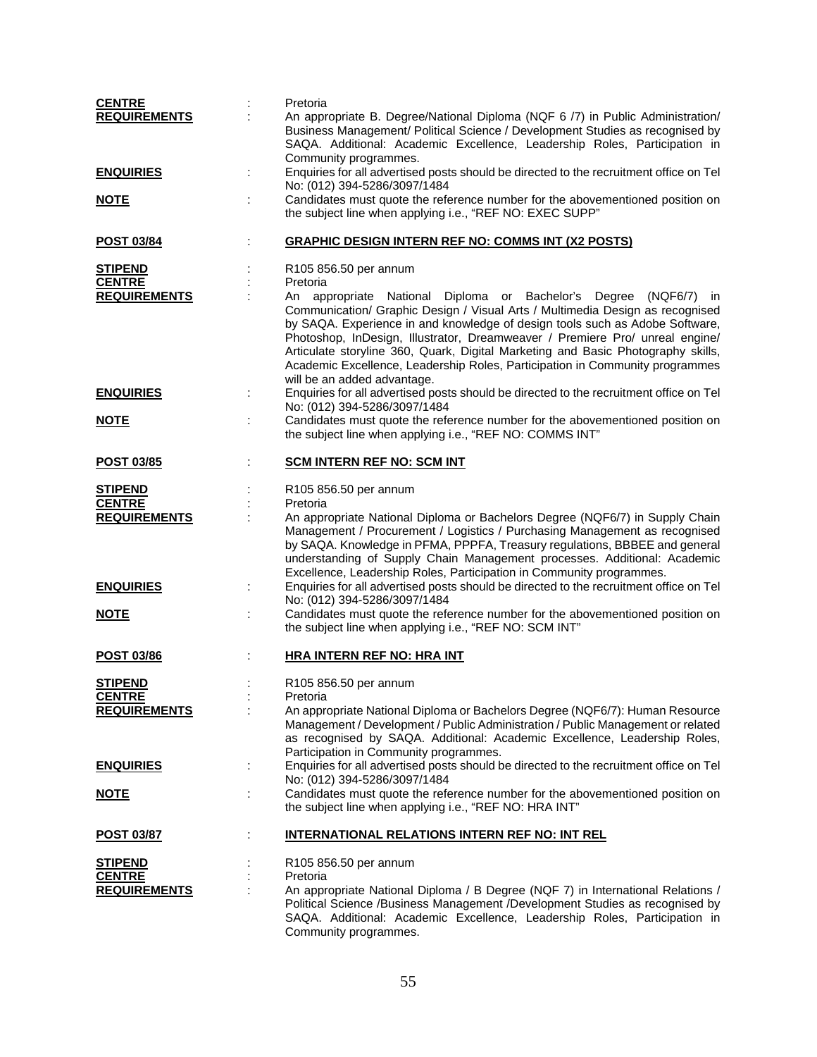**CENTRE** : Pretoria

**REQUIREMENTS** : An appropriate B. Degree/National Diploma (NQF 6 /7) in Public Administration/ Business Management/ Political Science / Development Studies as recognised by SAQA. Additional: Academic Excellence, Leadership Roles, Participation in Community programmes.

**ENQUIRIES** : Enquiries for all advertised posts should be directed to the recruitment office on Tel No: (012) 394-5286/3097/1484

**NOTE** : Candidates must quote the reference number for the abovementioned position on the subject line when applying i.e., "REF NO: EXEC SUPP"

**POST 03/84** : **GRAPHIC DESIGN INTERN REF NO: COMMS INT (X2 POSTS)**

**STIPEND** : R105 856.50 per annum

**CENTRE** : Pretoria

**REQUIREMENTS** : An appropriate National Diploma or Bachelor's Degree (NQF6/7) in Communication/ Graphic Design / Visual Arts / Multimedia Design as recognised by SAQA. Experience in and knowledge of design tools such as Adobe Software, Photoshop, InDesign, Illustrator, Dreamweaver / Premiere Pro/ unreal engine/ Articulate storyline 360, Quark, Digital Marketing and Basic Photography skills, Academic Excellence, Leadership Roles, Participation in Community programmes will be an added advantage.

**ENQUIRIES** : Enquiries for all advertised posts should be directed to the recruitment office on Tel No: (012) 394-5286/3097/1484

**NOTE** : Candidates must quote the reference number for the abovementioned position on the subject line when applying i.e., "REF NO: COMMS INT"

**POST 03/85** : **SCM INTERN REF NO: SCM INT**

**STIPEND** : R105 856.50 per annum

**CENTRE** : Pretoria

**REQUIREMENTS** : An appropriate National Diploma or Bachelors Degree (NQF6/7) in Supply Chain Management / Procurement / Logistics / Purchasing Management as recognised by SAQA. Knowledge in PFMA, PPPFA, Treasury regulations, BBBEE and general understanding of Supply Chain Management processes. Additional: Academic Excellence, Leadership Roles, Participation in Community programmes.

**ENQUIRIES** : Enquiries for all advertised posts should be directed to the recruitment office on Tel No: (012) 394-5286/3097/1484

**NOTE** : Candidates must quote the reference number for the abovementioned position on the subject line when applying i.e., "REF NO: SCM INT"

**POST 03/86** : **HRA INTERN REF NO: HRA INT**

**STIPEND** : R105 856.50 per annum

**CENTRE** : Pretoria

**REQUIREMENTS** : An appropriate National Diploma or Bachelors Degree (NQF6/7): Human Resource Management / Development / Public Administration / Public Management or related as recognised by SAQA. Additional: Academic Excellence, Leadership Roles, Participation in Community programmes.

**ENQUIRIES** : Enquiries for all advertised posts should be directed to the recruitment office on Tel No: (012) 394-5286/3097/1484

**NOTE** : Candidates must quote the reference number for the abovementioned position on the subject line when applying i.e., "REF NO: HRA INT"

**POST 03/87** : **INTERNATIONAL RELATIONS INTERN REF NO: INT REL**

**STIPEND** : R105 856.50 per annum

**CENTRE** : Pretoria

**REQUIREMENTS** : An appropriate National Diploma / B Degree (NQF 7) in International Relations / Political Science /Business Management /Development Studies as recognised by SAQA. Additional: Academic Excellence, Leadership Roles, Participation in Community programmes.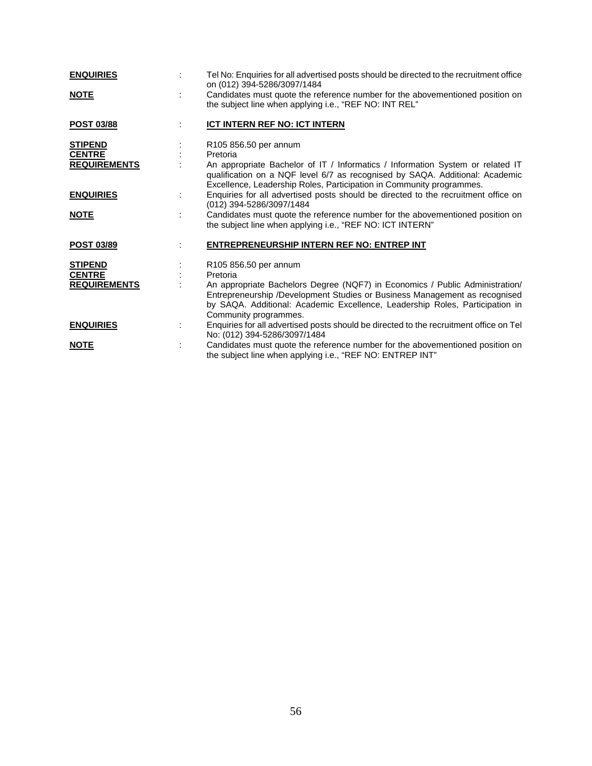**ENQUIRIES** : Tel No: Enquiries for all advertised posts should be directed to the recruitment office on (012) 394-5286/3097/1484

**NOTE** : Candidates must quote the reference number for the abovementioned position on the subject line when applying i.e., "REF NO: INT REL"

**POST 03/88** : **ICT INTERN REF NO: ICT INTERN**

**STIPEND** : R105 856.50 per annum

**CENTRE** : Pretoria

**REQUIREMENTS** : An appropriate Bachelor of IT / Informatics / Information System or related IT qualification on a NQF level 6/7 as recognised by SAQA. Additional: Academic Excellence, Leadership Roles, Participation in Community programmes.

**ENQUIRIES** : Enquiries for all advertised posts should be directed to the recruitment office on (012) 394-5286/3097/1484

**NOTE** : Candidates must quote the reference number for the abovementioned position on the subject line when applying i.e., "REF NO: ICT INTERN"

**POST 03/89** : **ENTREPRENEURSHIP INTERN REF NO: ENTREP INT**

**STIPEND** : R105 856.50 per annum

**CENTRE** : Pretoria

**REQUIREMENTS** : An appropriate Bachelors Degree (NQF7) in Economics / Public Administration/ Entrepreneurship /Development Studies or Business Management as recognised by SAQA. Additional: Academic Excellence, Leadership Roles, Participation in Community programmes.

**ENQUIRIES** : Enquiries for all advertised posts should be directed to the recruitment office on Tel No: (012) 394-5286/3097/1484

**NOTE** : Candidates must quote the reference number for the abovementioned position on the subject line when applying i.e., "REF NO: ENTREP INT"